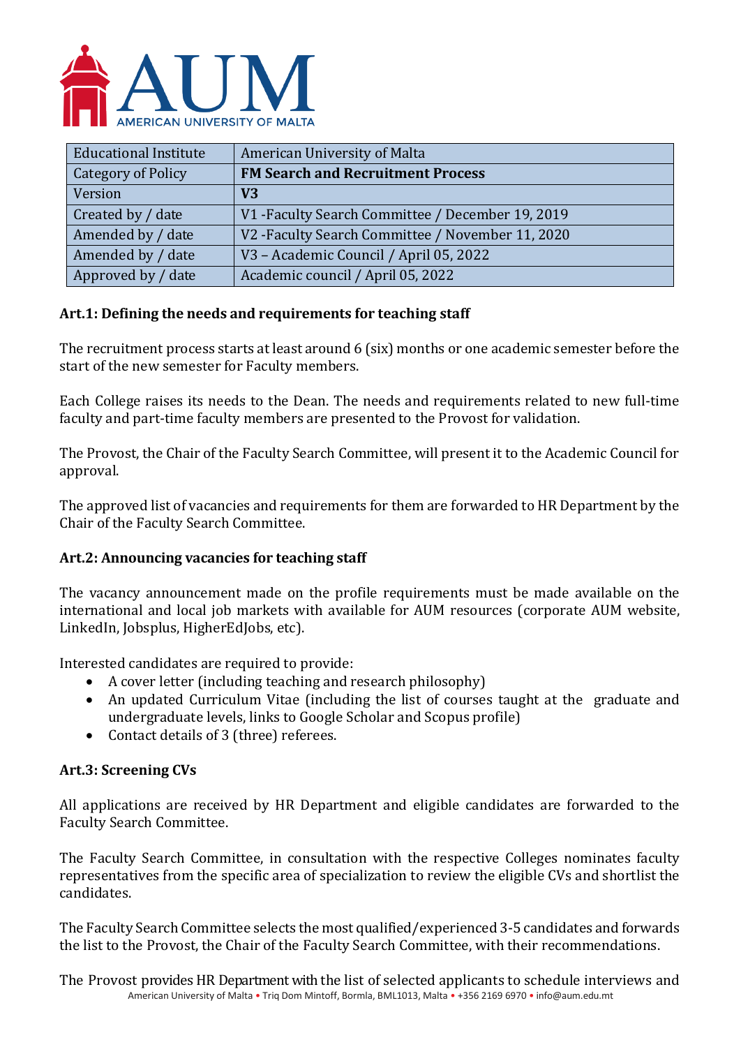| | |
|---|---|
| Educational Institute | American University of Malta |
| Category of Policy | **FM Search and Recruitment Process** |
| Version | **V3** |
| Created by / date | V1 -Faculty Search Committee / December 19, 2019 |
| Amended by / date | V2 -Faculty Search Committee / November 11, 2020 |
| Amended by / date | V3 – Academic Council / April 05, 2022 |
| Approved by / date | Academic council / April 05, 2022 |

**Art.1: Defining the needs and requirements for teaching staff**

The recruitment process starts at least around 6 (six) months or one academic semester before the start of the new semester for Faculty members.

Each College raises its needs to the Dean. The needs and requirements related to new full-time faculty and part-time faculty members are presented to the Provost for validation.

The Provost, the Chair of the Faculty Search Committee, will present it to the Academic Council for approval.

The approved list of vacancies and requirements for them are forwarded to HR Department by the Chair of the Faculty Search Committee.

**Art.2: Announcing vacancies for teaching staff**

The vacancy announcement made on the profile requirements must be made available on the international and local job markets with available for AUM resources (corporate AUM website, LinkedIn, Jobsplus, HigherEdJobs, etc).

Interested candidates are required to provide:

- A cover letter (including teaching and research philosophy)
- An updated Curriculum Vitae (including the list of courses taught at the graduate and undergraduate levels, links to Google Scholar and Scopus profile)
- Contact details of 3 (three) referees.

**Art.3: Screening CVs**

All applications are received by HR Department and eligible candidates are forwarded to the Faculty Search Committee.

The Faculty Search Committee, in consultation with the respective Colleges nominates faculty representatives from the specific area of specialization to review the eligible CVs and shortlist the candidates.

The Faculty Search Committee selects the most qualified/experienced 3-5 candidates and forwards the list to the Provost, the Chair of the Faculty Search Committee, with their recommendations.

The Provost provides HR Department with the list of selected applicants to schedule interviews and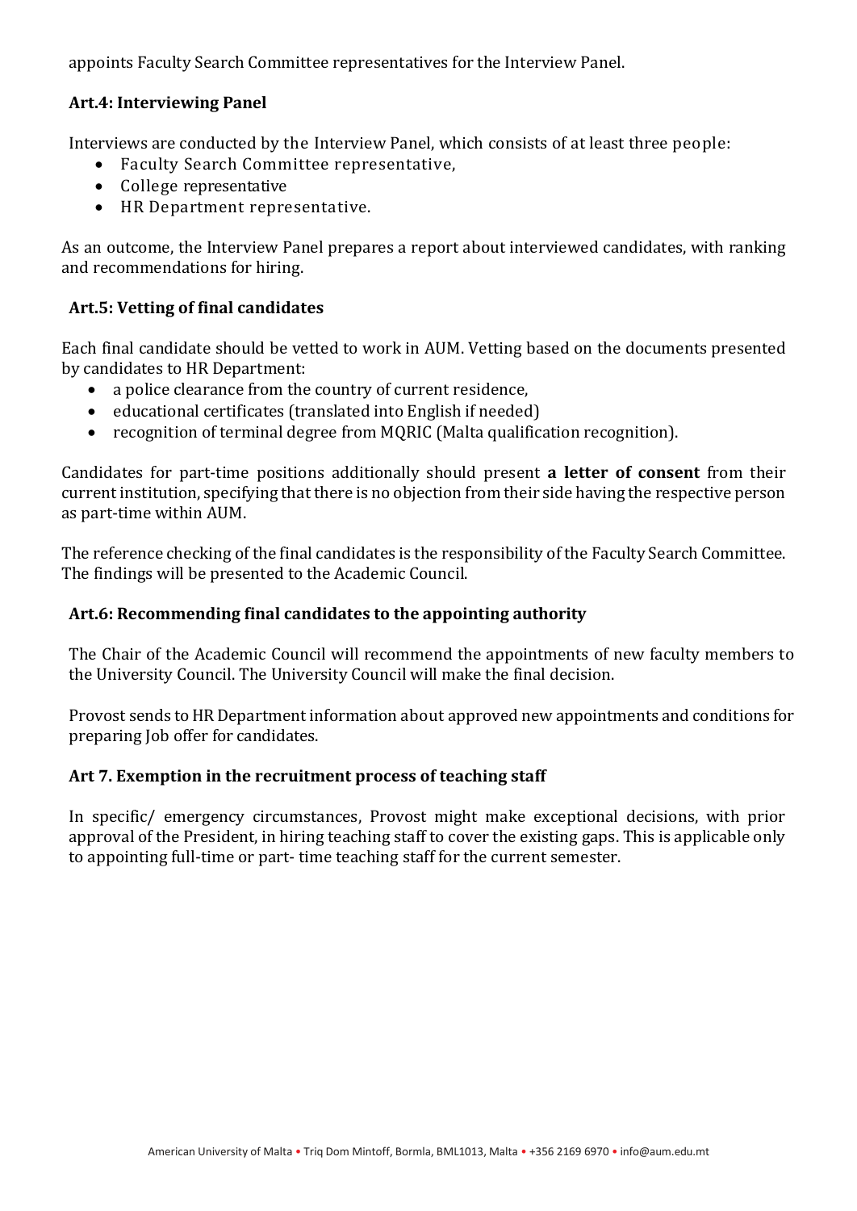appoints Faculty Search Committee representatives for the Interview Panel.

**Art.4: Interviewing Panel**

Interviews are conducted by the Interview Panel, which consists of at least three people:

- Faculty Search Committee representative,
- College representative
- HR Department representative.

As an outcome, the Interview Panel prepares a report about interviewed candidates, with ranking and recommendations for hiring.

**Art.5: Vetting of final candidates**

Each final candidate should be vetted to work in AUM. Vetting based on the documents presented by candidates to HR Department:

- a police clearance from the country of current residence,
- educational certificates (translated into English if needed)
- recognition of terminal degree from MQRIC (Malta qualification recognition).

Candidates for part-time positions additionally should present **a letter of consent** from their current institution, specifying that there is no objection from their side having the respective person as part-time within AUM.

The reference checking of the final candidates is the responsibility of the Faculty Search Committee. The findings will be presented to the Academic Council.

**Art.6: Recommending final candidates to the appointing authority**

The Chair of the Academic Council will recommend the appointments of new faculty members to the University Council. The University Council will make the final decision.

Provost sends to HR Department information about approved new appointments and conditions for preparing Job offer for candidates.

**Art 7. Exemption in the recruitment process of teaching staff**

In specific/ emergency circumstances, Provost might make exceptional decisions, with prior approval of the President, in hiring teaching staff to cover the existing gaps. This is applicable only to appointing full-time or part- time teaching staff for the current semester.